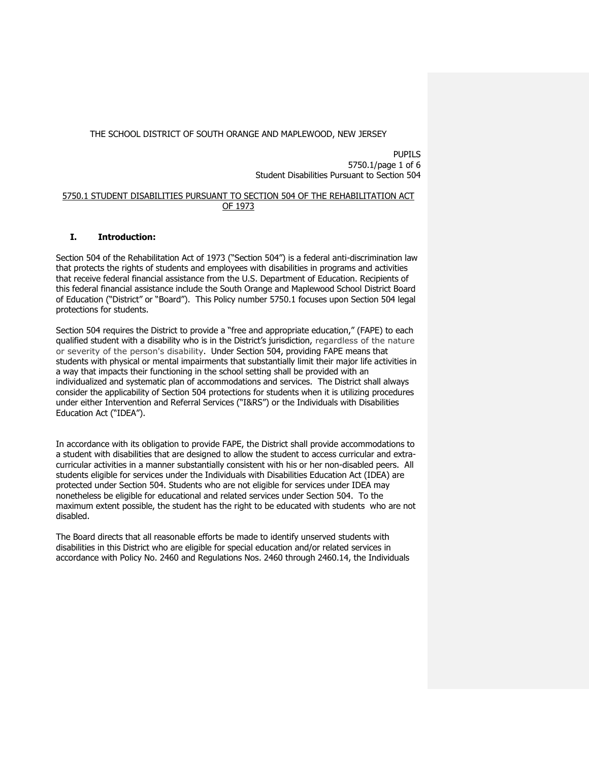THE SCHOOL DISTRICT OF SOUTH ORANGE AND MAPLEWOOD, NEW JERSEY

PUPILS
5750.1/page 1 of 6
Student Disabilities Pursuant to Section 504

# 5750.1 STUDENT DISABILITIES PURSUANT TO SECTION 504 OF THE REHABILITATION ACT OF 1973

## I. Introduction:

Section 504 of the Rehabilitation Act of 1973 ("Section 504") is a federal anti-discrimination law that protects the rights of students and employees with disabilities in programs and activities that receive federal financial assistance from the U.S. Department of Education. Recipients of this federal financial assistance include the South Orange and Maplewood School District Board of Education ("District" or "Board"). This Policy number 5750.1 focuses upon Section 504 legal protections for students.

Section 504 requires the District to provide a "free and appropriate education," (FAPE) to each qualified student with a disability who is in the District's jurisdiction, regardless of the nature or severity of the person's disability. Under Section 504, providing FAPE means that students with physical or mental impairments that substantially limit their major life activities in a way that impacts their functioning in the school setting shall be provided with an individualized and systematic plan of accommodations and services. The District shall always consider the applicability of Section 504 protections for students when it is utilizing procedures under either Intervention and Referral Services ("I&RS") or the Individuals with Disabilities Education Act ("IDEA").

In accordance with its obligation to provide FAPE, the District shall provide accommodations to a student with disabilities that are designed to allow the student to access curricular and extra-curricular activities in a manner substantially consistent with his or her non-disabled peers. All students eligible for services under the Individuals with Disabilities Education Act (IDEA) are protected under Section 504. Students who are not eligible for services under IDEA may nonetheless be eligible for educational and related services under Section 504. To the maximum extent possible, the student has the right to be educated with students who are not disabled.

The Board directs that all reasonable efforts be made to identify unserved students with disabilities in this District who are eligible for special education and/or related services in accordance with Policy No. 2460 and Regulations Nos. 2460 through 2460.14, the Individuals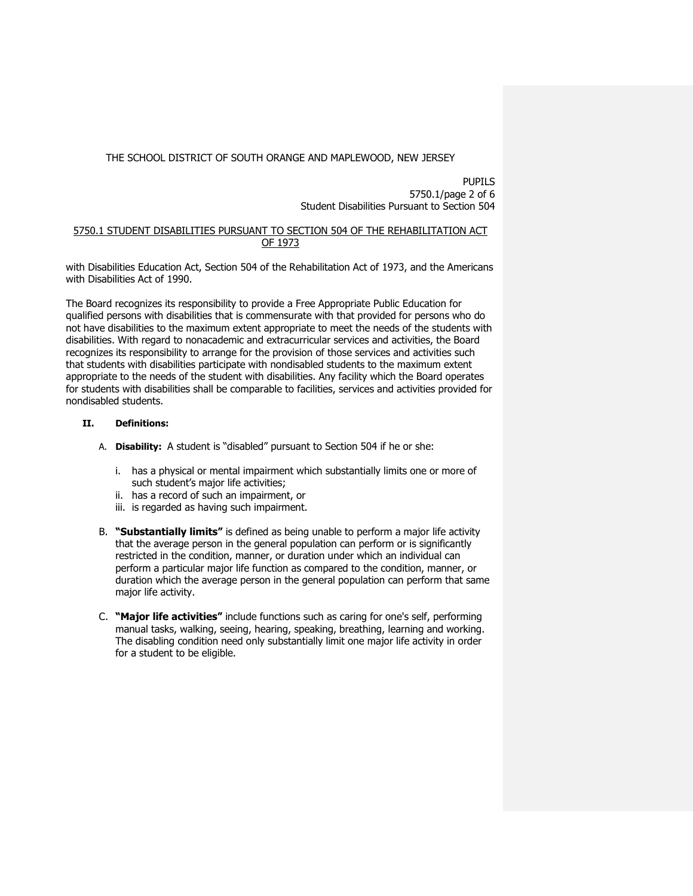with Disabilities Education Act, Section 504 of the Rehabilitation Act of 1973, and the Americans with Disabilities Act of 1990.

The Board recognizes its responsibility to provide a Free Appropriate Public Education for qualified persons with disabilities that is commensurate with that provided for persons who do not have disabilities to the maximum extent appropriate to meet the needs of the students with disabilities. With regard to nonacademic and extracurricular services and activities, the Board recognizes its responsibility to arrange for the provision of those services and activities such that students with disabilities participate with nondisabled students to the maximum extent appropriate to the needs of the student with disabilities. Any facility which the Board operates for students with disabilities shall be comparable to facilities, services and activities provided for nondisabled students.

**II. Definitions:**

A. **Disability:** A student is "disabled" pursuant to Section 504 if he or she:

   i. has a physical or mental impairment which substantially limits one or more of such student's major life activities;
   ii. has a record of such an impairment, or
   iii. is regarded as having such impairment.

B. **"Substantially limits"** is defined as being unable to perform a major life activity that the average person in the general population can perform or is significantly restricted in the condition, manner, or duration under which an individual can perform a particular major life function as compared to the condition, manner, or duration which the average person in the general population can perform that same major life activity.

C. **"Major life activities"** include functions such as caring for one's self, performing manual tasks, walking, seeing, hearing, speaking, breathing, learning and working. The disabling condition need only substantially limit one major life activity in order for a student to be eligible.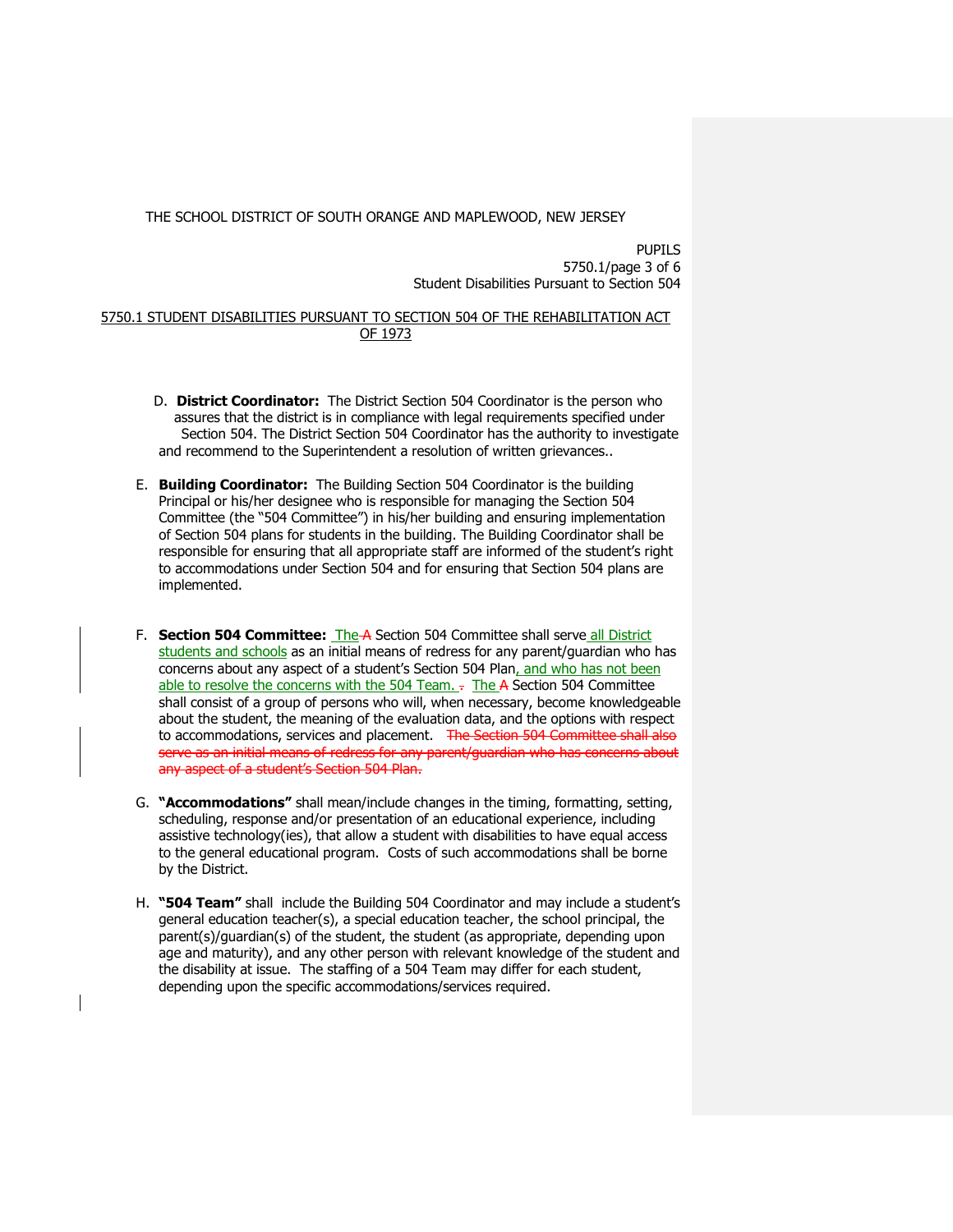D. **District Coordinator:** The District Section 504 Coordinator is the person who assures that the district is in compliance with legal requirements specified under Section 504. The District Section 504 Coordinator has the authority to investigate and recommend to the Superintendent a resolution of written grievances..

E. **Building Coordinator:** The Building Section 504 Coordinator is the building Principal or his/her designee who is responsible for managing the Section 504 Committee (the "504 Committee") in his/her building and ensuring implementation of Section 504 plans for students in the building. The Building Coordinator shall be responsible for ensuring that all appropriate staff are informed of the student's right to accommodations under Section 504 and for ensuring that Section 504 plans are implemented.

F. **Section 504 Committee:** The ~~A~~ Section 504 Committee shall serve all District students and schools as an initial means of redress for any parent/guardian who has concerns about any aspect of a student's Section 504 Plan, and who has not been able to resolve the concerns with the 504 Team. ~~.~~ The ~~A~~ Section 504 Committee shall consist of a group of persons who will, when necessary, become knowledgeable about the student, the meaning of the evaluation data, and the options with respect to accommodations, services and placement. ~~The Section 504 Committee shall also serve as an initial means of redress for any parent/guardian who has concerns about any aspect of a student's Section 504 Plan.~~

G. **"Accommodations"** shall mean/include changes in the timing, formatting, setting, scheduling, response and/or presentation of an educational experience, including assistive technology(ies), that allow a student with disabilities to have equal access to the general educational program. Costs of such accommodations shall be borne by the District.

H. **"504 Team"** shall include the Building 504 Coordinator and may include a student's general education teacher(s), a special education teacher, the school principal, the parent(s)/guardian(s) of the student, the student (as appropriate, depending upon age and maturity), and any other person with relevant knowledge of the student and the disability at issue. The staffing of a 504 Team may differ for each student, depending upon the specific accommodations/services required.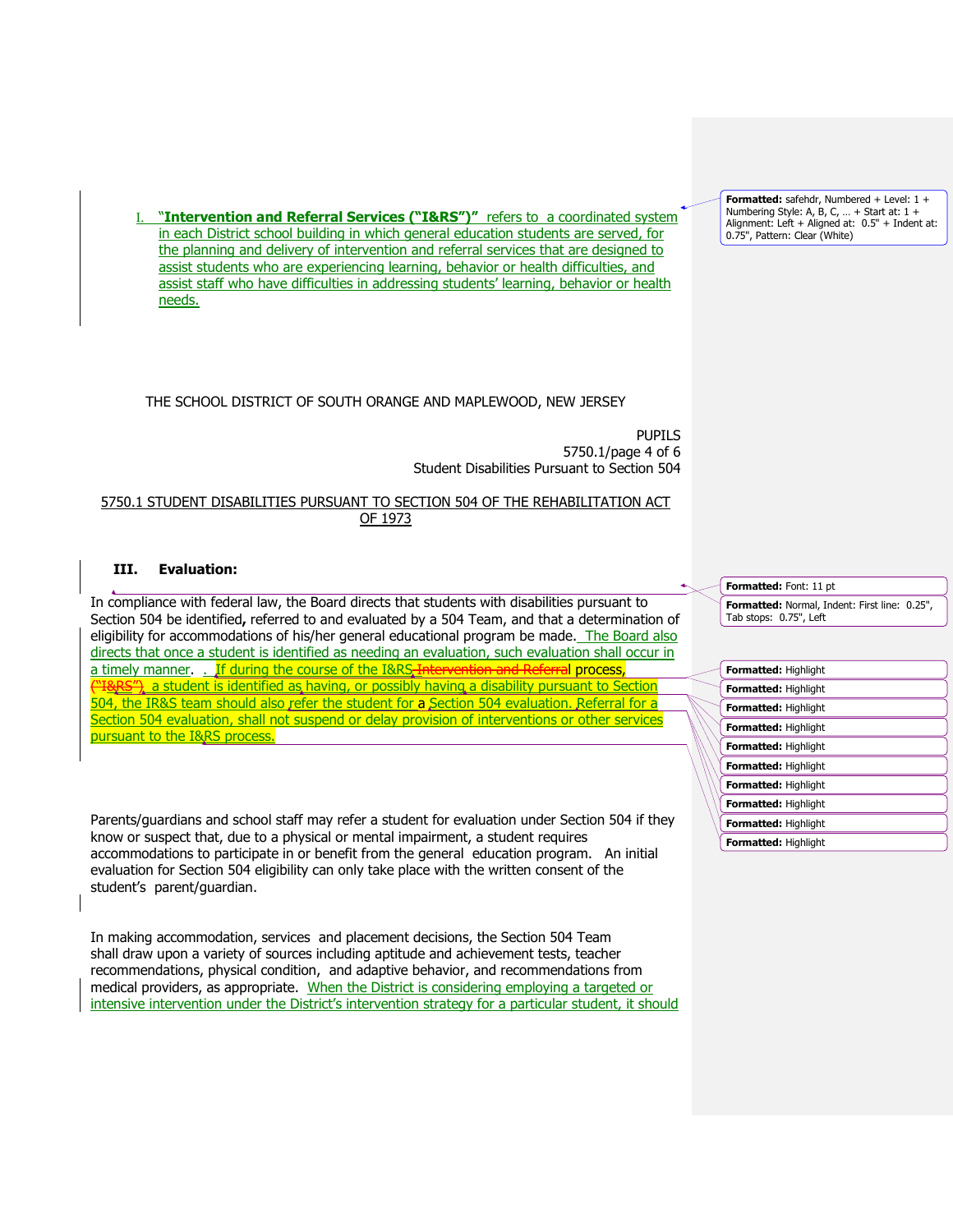I. **"Intervention and Referral Services ("I&RS")"** refers to a coordinated system in each District school building in which general education students are served, for the planning and delivery of intervention and referral services that are designed to assist students who are experiencing learning, behavior or health difficulties, and assist staff who have difficulties in addressing students' learning, behavior or health needs.

THE SCHOOL DISTRICT OF SOUTH ORANGE AND MAPLEWOOD, NEW JERSEY

PUPILS
5750.1
Student Disabilities Pursuant to Section 504

5750.1 STUDENT DISABILITIES PURSUANT TO SECTION 504 OF THE REHABILITATION ACT OF 1973

### III. Evaluation:

In compliance with federal law, the Board directs that students with disabilities pursuant to Section 504 be identified**,** referred to and evaluated by a 504 Team, and that a determination of eligibility for accommodations of his/her general educational program be made. The Board also directs that once a student is identified as needing an evaluation, such evaluation shall occur in a timely manner. . If during the course of the I&RS ~~Intervention and Referral~~ process, ~~("I&RS")~~ a student is identified as having, or possibly having a disability pursuant to Section 504, the IR&S team should also refer the student for a Section 504 evaluation. Referral for a Section 504 evaluation, shall not suspend or delay provision of interventions or other services pursuant to the I&RS process.

Parents/guardians and school staff may refer a student for evaluation under Section 504 if they know or suspect that, due to a physical or mental impairment, a student requires accommodations to participate in or benefit from the general education program. An initial evaluation for Section 504 eligibility can only take place with the written consent of the student's parent/guardian.

In making accommodation, services and placement decisions, the Section 504 Team shall draw upon a variety of sources including aptitude and achievement tests, teacher recommendations, physical condition, and adaptive behavior, and recommendations from medical providers, as appropriate. When the District is considering employing a targeted or intensive intervention under the District's intervention strategy for a particular student, it should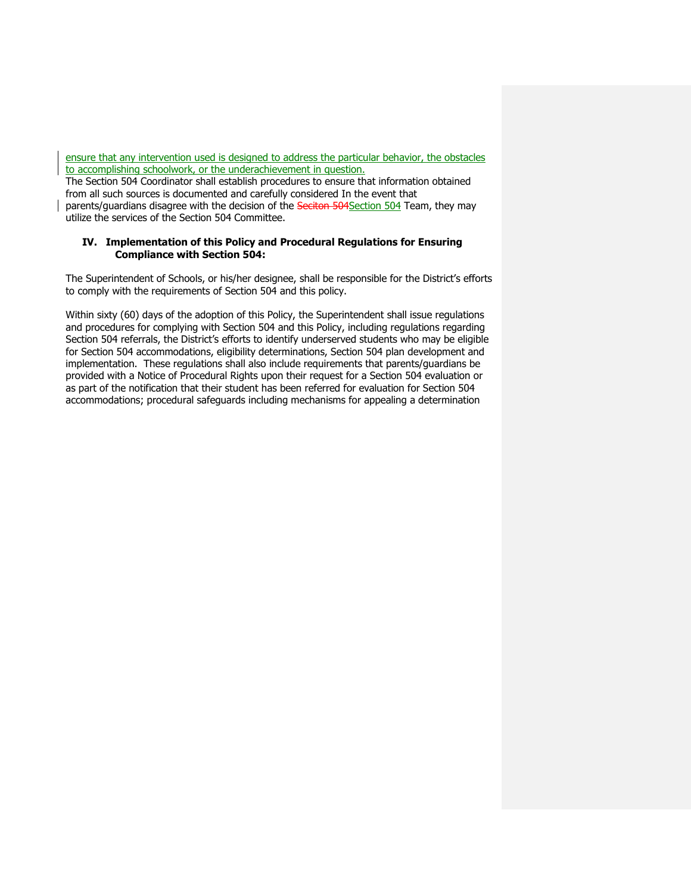ensure that any intervention used is designed to address the particular behavior, the obstacles to accomplishing schoolwork, or the underachievement in question.
The Section 504 Coordinator shall establish procedures to ensure that information obtained from all such sources is documented and carefully considered In the event that parents/guardians disagree with the decision of the ~~Seciton 504~~Section 504 Team, they may utilize the services of the Section 504 Committee.

### IV. Implementation of this Policy and Procedural Regulations for Ensuring Compliance with Section 504:

The Superintendent of Schools, or his/her designee, shall be responsible for the District's efforts to comply with the requirements of Section 504 and this policy.

Within sixty (60) days of the adoption of this Policy, the Superintendent shall issue regulations and procedures for complying with Section 504 and this Policy, including regulations regarding Section 504 referrals, the District's efforts to identify underserved students who may be eligible for Section 504 accommodations, eligibility determinations, Section 504 plan development and implementation. These regulations shall also include requirements that parents/guardians be provided with a Notice of Procedural Rights upon their request for a Section 504 evaluation or as part of the notification that their student has been referred for evaluation for Section 504 accommodations; procedural safeguards including mechanisms for appealing a determination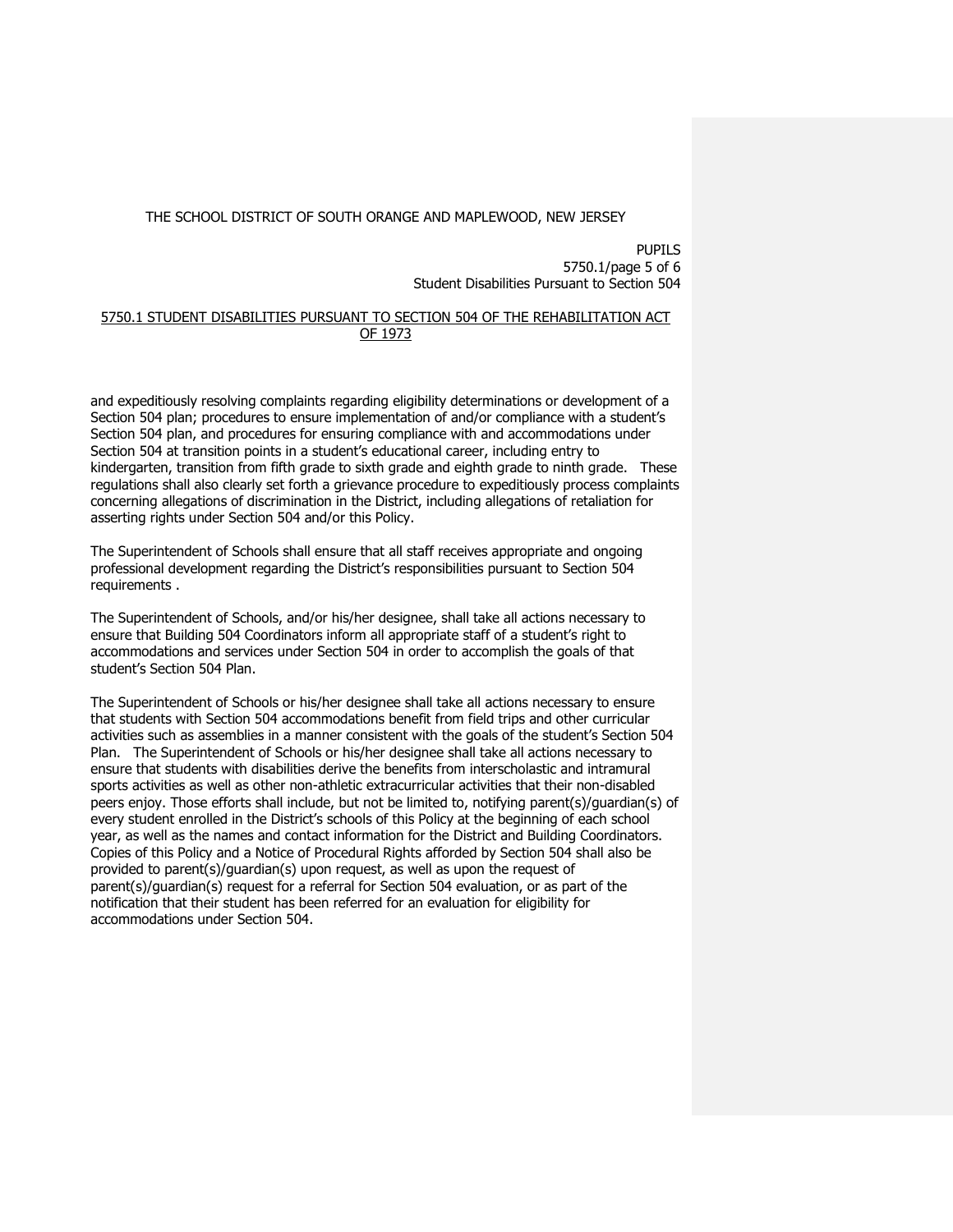and expeditiously resolving complaints regarding eligibility determinations or development of a Section 504 plan; procedures to ensure implementation of and/or compliance with a student's Section 504 plan, and procedures for ensuring compliance with and accommodations under Section 504 at transition points in a student's educational career, including entry to kindergarten, transition from fifth grade to sixth grade and eighth grade to ninth grade. These regulations shall also clearly set forth a grievance procedure to expeditiously process complaints concerning allegations of discrimination in the District, including allegations of retaliation for asserting rights under Section 504 and/or this Policy.

The Superintendent of Schools shall ensure that all staff receives appropriate and ongoing professional development regarding the District's responsibilities pursuant to Section 504 requirements .

The Superintendent of Schools, and/or his/her designee, shall take all actions necessary to ensure that Building 504 Coordinators inform all appropriate staff of a student's right to accommodations and services under Section 504 in order to accomplish the goals of that student's Section 504 Plan.

The Superintendent of Schools or his/her designee shall take all actions necessary to ensure that students with Section 504 accommodations benefit from field trips and other curricular activities such as assemblies in a manner consistent with the goals of the student's Section 504 Plan. The Superintendent of Schools or his/her designee shall take all actions necessary to ensure that students with disabilities derive the benefits from interscholastic and intramural sports activities as well as other non-athletic extracurricular activities that their non-disabled peers enjoy. Those efforts shall include, but not be limited to, notifying parent(s)/guardian(s) of every student enrolled in the District's schools of this Policy at the beginning of each school year, as well as the names and contact information for the District and Building Coordinators. Copies of this Policy and a Notice of Procedural Rights afforded by Section 504 shall also be provided to parent(s)/guardian(s) upon request, as well as upon the request of parent(s)/guardian(s) request for a referral for Section 504 evaluation, or as part of the notification that their student has been referred for an evaluation for eligibility for accommodations under Section 504.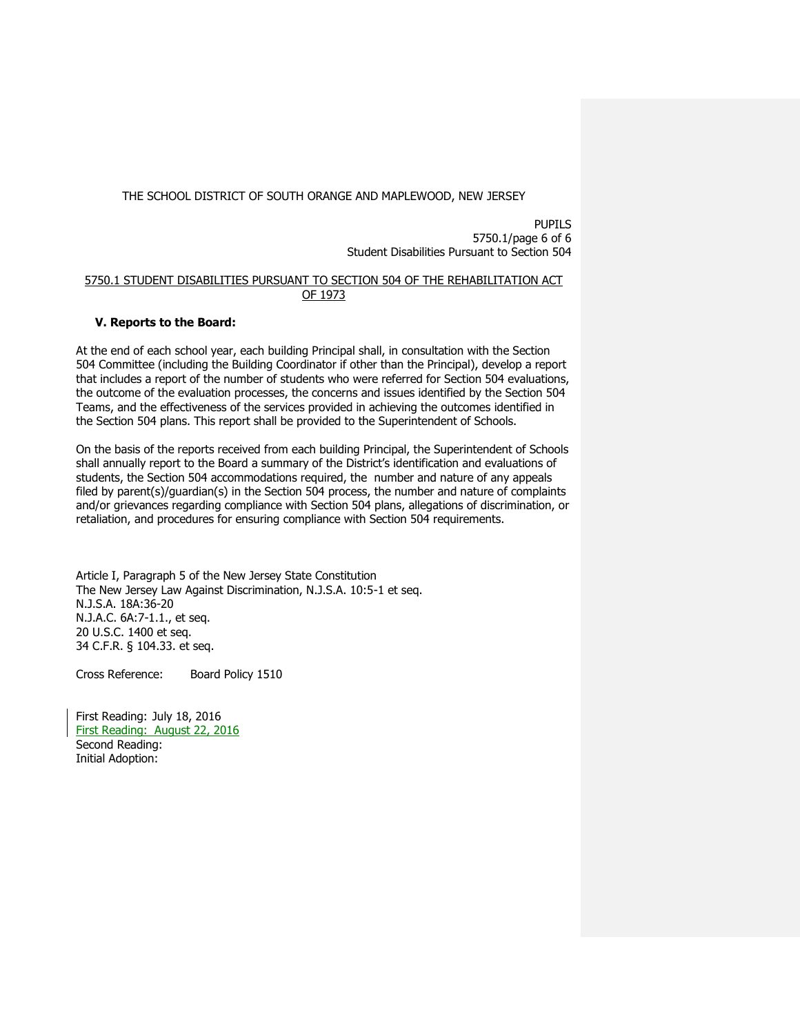## 5750.1 STUDENT DISABILITIES PURSUANT TO SECTION 504 OF THE REHABILITATION ACT OF 1973

### V. Reports to the Board:

At the end of each school year, each building Principal shall, in consultation with the Section 504 Committee (including the Building Coordinator if other than the Principal), develop a report that includes a report of the number of students who were referred for Section 504 evaluations, the outcome of the evaluation processes, the concerns and issues identified by the Section 504 Teams, and the effectiveness of the services provided in achieving the outcomes identified in the Section 504 plans. This report shall be provided to the Superintendent of Schools.

On the basis of the reports received from each building Principal, the Superintendent of Schools shall annually report to the Board a summary of the District's identification and evaluations of students, the Section 504 accommodations required, the number and nature of any appeals filed by parent(s)/guardian(s) in the Section 504 process, the number and nature of complaints and/or grievances regarding compliance with Section 504 plans, allegations of discrimination, or retaliation, and procedures for ensuring compliance with Section 504 requirements.

Article I, Paragraph 5 of the New Jersey State Constitution
The New Jersey Law Against Discrimination, N.J.S.A. 10:5-1 et seq.
N.J.S.A. 18A:36-20
N.J.A.C. 6A:7-1.1., et seq.
20 U.S.C. 1400 et seq.
34 C.F.R. § 104.33. et seq.

Cross Reference: Board Policy 1510

First Reading: July 18, 2016
First Reading: August 22, 2016
Second Reading:
Initial Adoption: